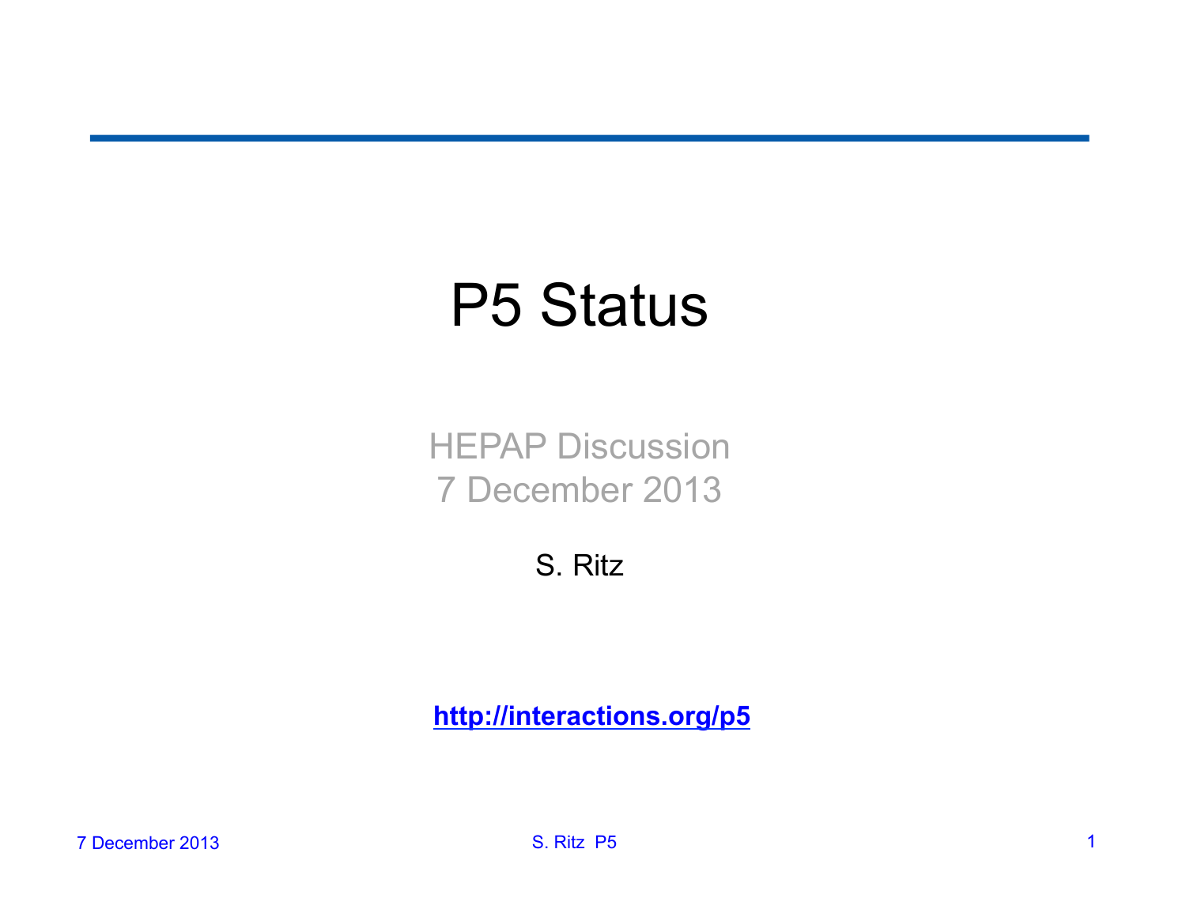# P5 Status

HEPAP Discussion
7 December 2013

S. Ritz

**http://interactions.org/p5**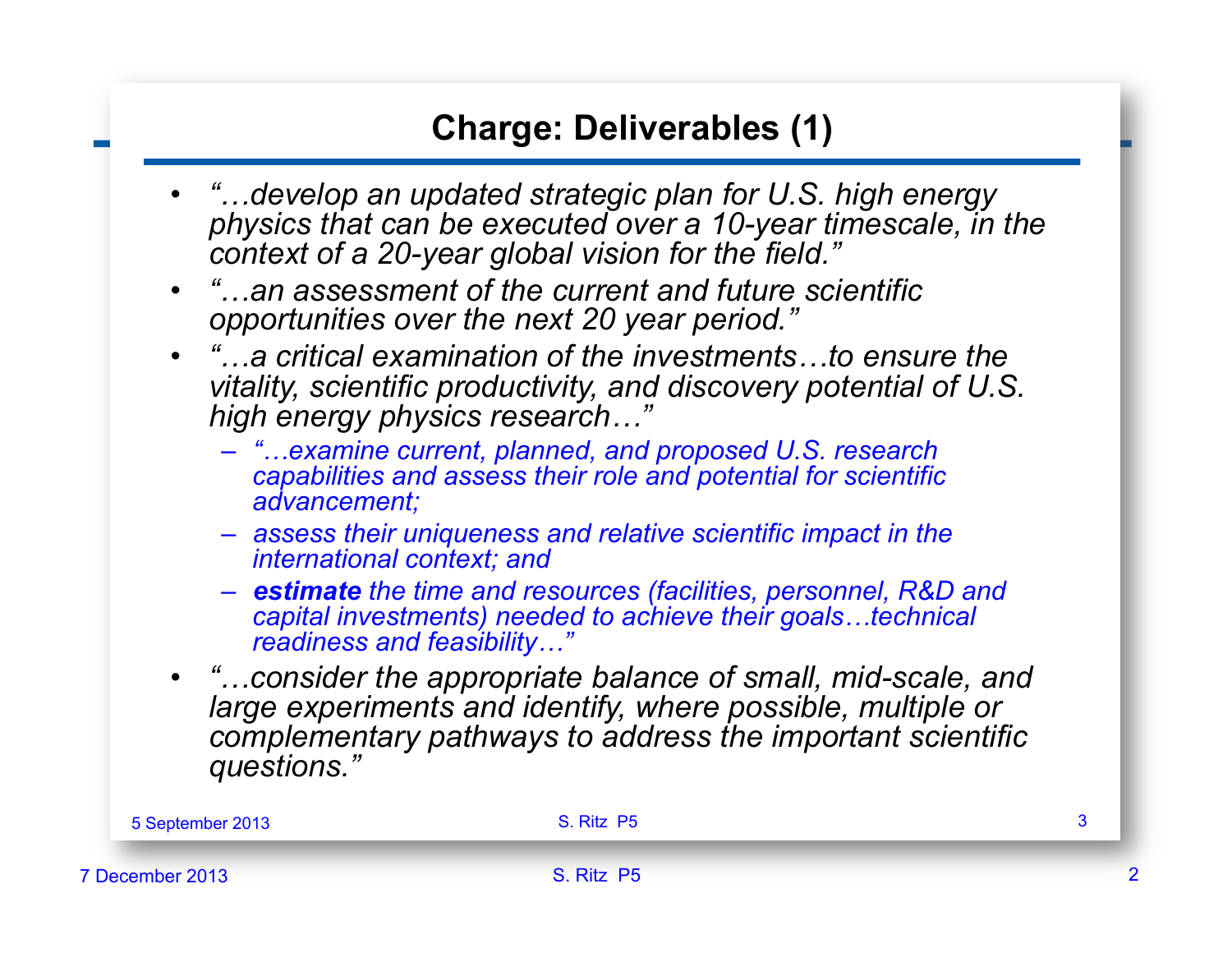## Charge: Deliverables (1)

- *"…develop an updated strategic plan for U.S. high energy physics that can be executed over a 10-year timescale, in the context of a 20-year global vision for the field."*
- *"…an assessment of the current and future scientific opportunities over the next 20 year period."*
- *"…a critical examination of the investments…to ensure the vitality, scientific productivity, and discovery potential of U.S. high energy physics research…"*
  - *"…examine current, planned, and proposed U.S. research capabilities and assess their role and potential for scientific advancement;*
  - *assess their uniqueness and relative scientific impact in the international context; and*
  - ***estimate** the time and resources (facilities, personnel, R&D and capital investments) needed to achieve their goals…technical readiness and feasibility…"*
- *"…consider the appropriate balance of small, mid-scale, and large experiments and identify, where possible, multiple or complementary pathways to address the important scientific questions."*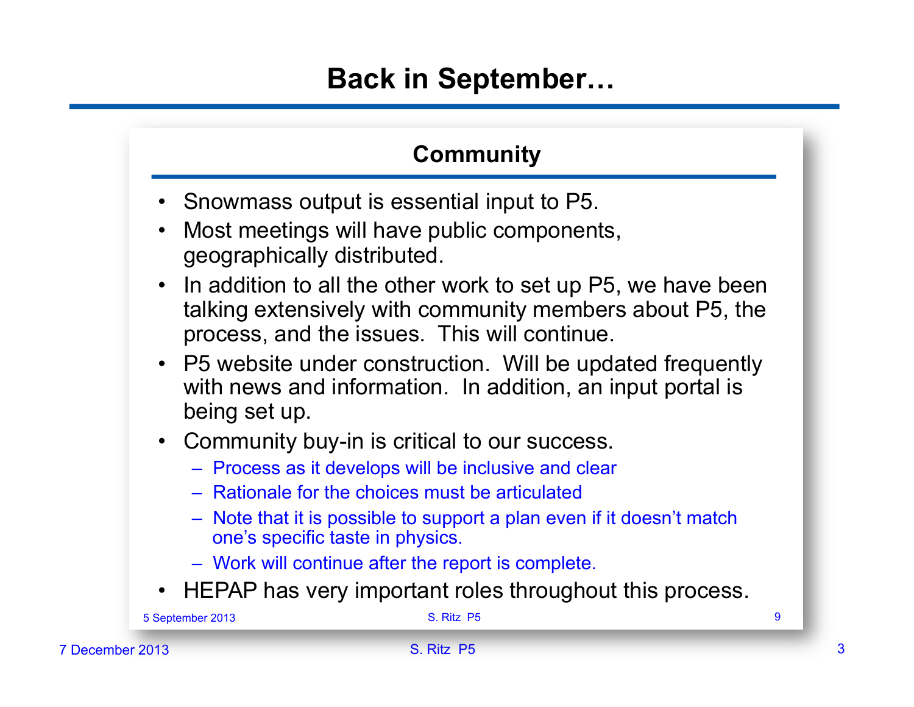# Back in September…

## Community

- Snowmass output is essential input to P5.
- Most meetings will have public components, geographically distributed.
- In addition to all the other work to set up P5, we have been talking extensively with community members about P5, the process, and the issues. This will continue.
- P5 website under construction. Will be updated frequently with news and information. In addition, an input portal is being set up.
- Community buy-in is critical to our success.
  - Process as it develops will be inclusive and clear
  - Rationale for the choices must be articulated
  - Note that it is possible to support a plan even if it doesn't match one's specific taste in physics.
  - Work will continue after the report is complete.
- HEPAP has very important roles throughout this process.

5 September 2013 S. Ritz P5 9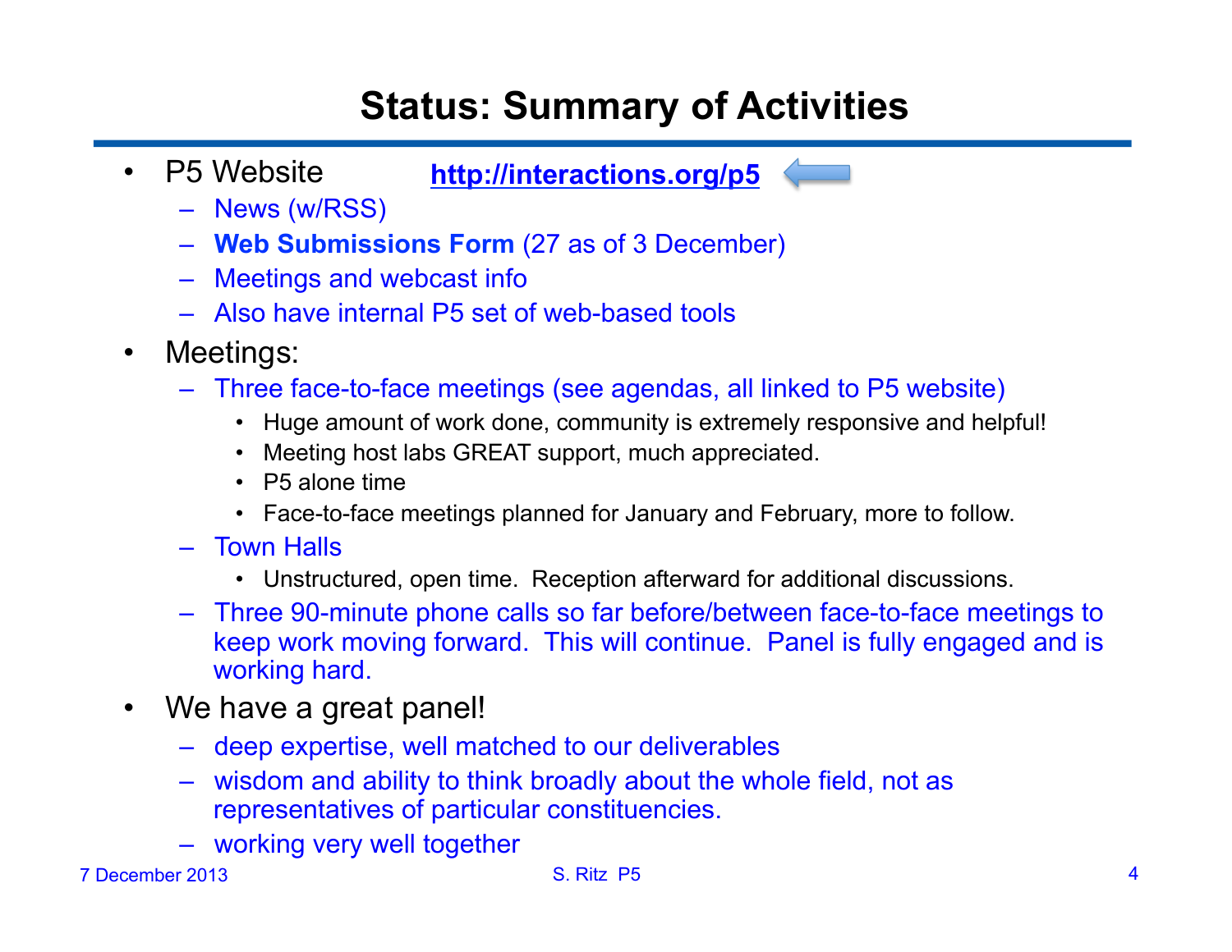# Status: Summary of Activities

- P5 Website **http://interactions.org/p5**
  - News (w/RSS)
  - **Web Submissions Form** (27 as of 3 December)
  - Meetings and webcast info
  - Also have internal P5 set of web-based tools
- Meetings:
  - Three face-to-face meetings (see agendas, all linked to P5 website)
    - Huge amount of work done, community is extremely responsive and helpful!
    - Meeting host labs GREAT support, much appreciated.
    - P5 alone time
    - Face-to-face meetings planned for January and February, more to follow.
  - Town Halls
    - Unstructured, open time. Reception afterward for additional discussions.
  - Three 90-minute phone calls so far before/between face-to-face meetings to keep work moving forward. This will continue. Panel is fully engaged and is working hard.
- We have a great panel!
  - deep expertise, well matched to our deliverables
  - wisdom and ability to think broadly about the whole field, not as representatives of particular constituencies.
  - working very well together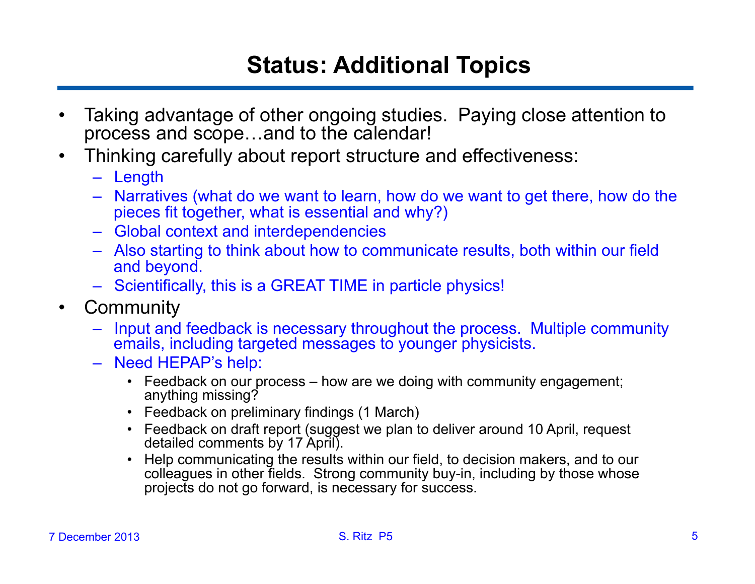# Status: Additional Topics

- Taking advantage of other ongoing studies. Paying close attention to process and scope…and to the calendar!
- Thinking carefully about report structure and effectiveness:
  - Length
  - Narratives (what do we want to learn, how do we want to get there, how do the pieces fit together, what is essential and why?)
  - Global context and interdependencies
  - Also starting to think about how to communicate results, both within our field and beyond.
  - Scientifically, this is a GREAT TIME in particle physics!
- Community
  - Input and feedback is necessary throughout the process. Multiple community emails, including targeted messages to younger physicists.
  - Need HEPAP's help:
    - Feedback on our process – how are we doing with community engagement; anything missing?
    - Feedback on preliminary findings (1 March)
    - Feedback on draft report (suggest we plan to deliver around 10 April, request detailed comments by 17 April).
    - Help communicating the results within our field, to decision makers, and to our colleagues in other fields. Strong community buy-in, including by those whose projects do not go forward, is necessary for success.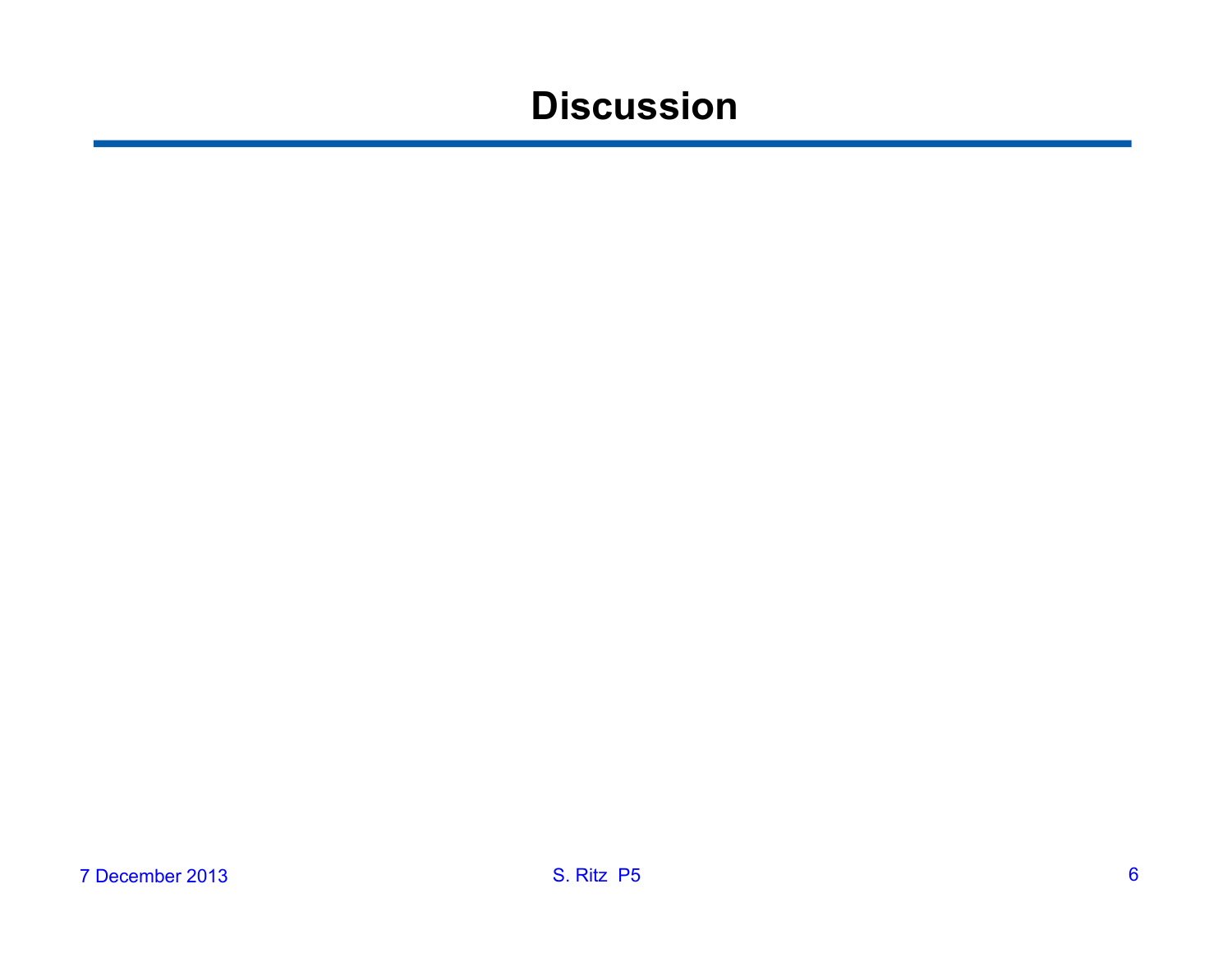# Discussion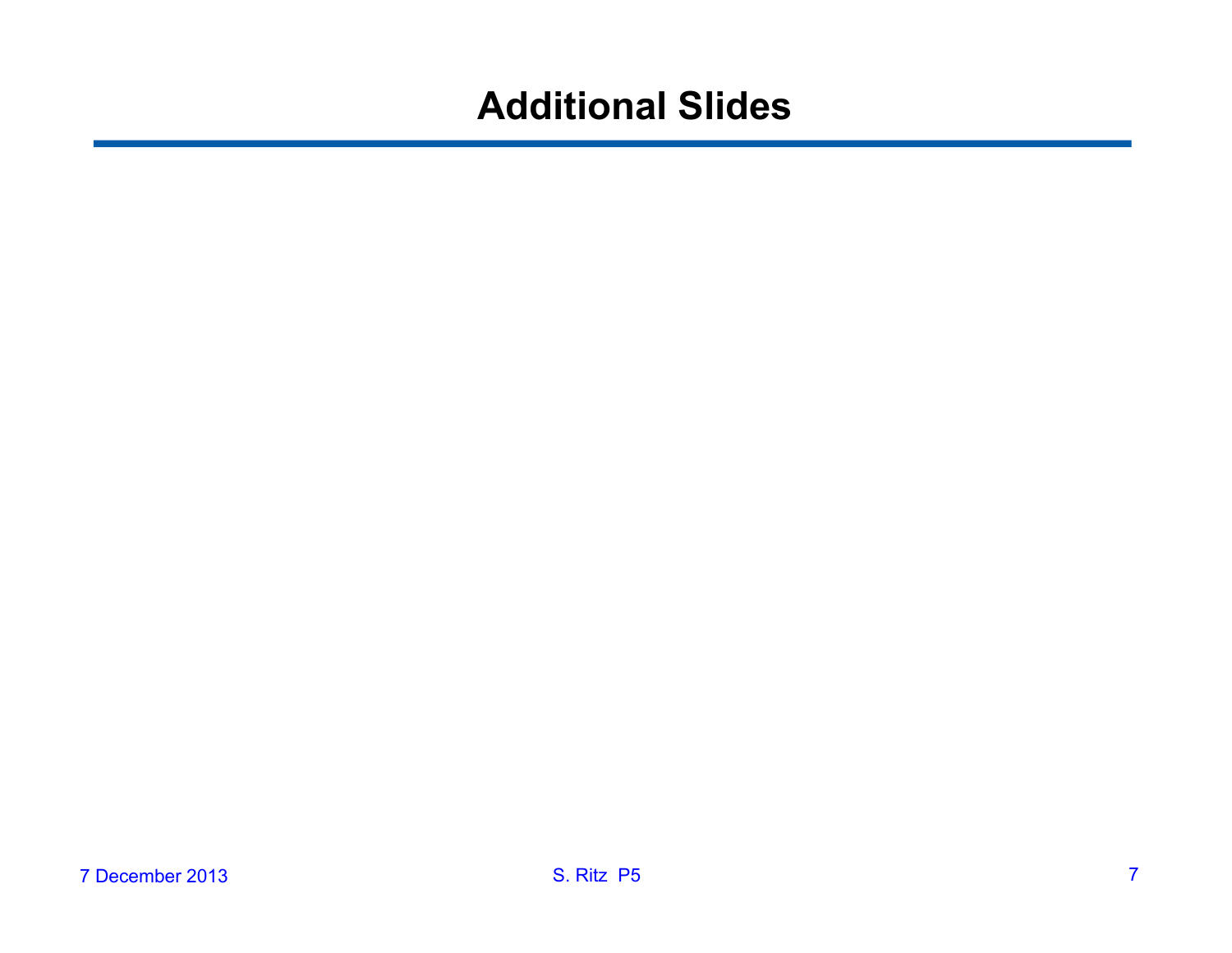# Additional Slides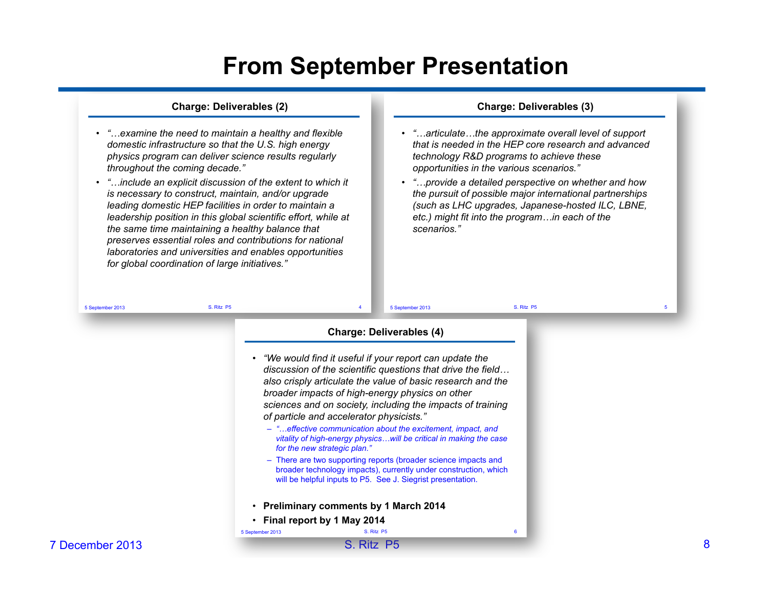# From September Presentation

## Charge: Deliverables (2)

- *"…examine the need to maintain a healthy and flexible domestic infrastructure so that the U.S. high energy physics program can deliver science results regularly throughout the coming decade."*
- *"…include an explicit discussion of the extent to which it is necessary to construct, maintain, and/or upgrade leading domestic HEP facilities in order to maintain a leadership position in this global scientific effort, while at the same time maintaining a healthy balance that preserves essential roles and contributions for national laboratories and universities and enables opportunities for global coordination of large initiatives."*

## Charge: Deliverables (3)

- *"…articulate…the approximate overall level of support that is needed in the HEP core research and advanced technology R&D programs to achieve these opportunities in the various scenarios."*
- *"…provide a detailed perspective on whether and how the pursuit of possible major international partnerships (such as LHC upgrades, Japanese-hosted ILC, LBNE, etc.) might fit into the program…in each of the scenarios."*

## Charge: Deliverables (4)

- *"We would find it useful if your report can update the discussion of the scientific questions that drive the field… also crisply articulate the value of basic research and the broader impacts of high-energy physics on other sciences and on society, including the impacts of training of particle and accelerator physicists."*
  - *"…effective communication about the excitement, impact, and vitality of high-energy physics…will be critical in making the case for the new strategic plan."*
  - There are two supporting reports (broader science impacts and broader technology impacts), currently under construction, which will be helpful inputs to P5. See J. Siegrist presentation.

- **Preliminary comments by 1 March 2014**
- **Final report by 1 May 2014**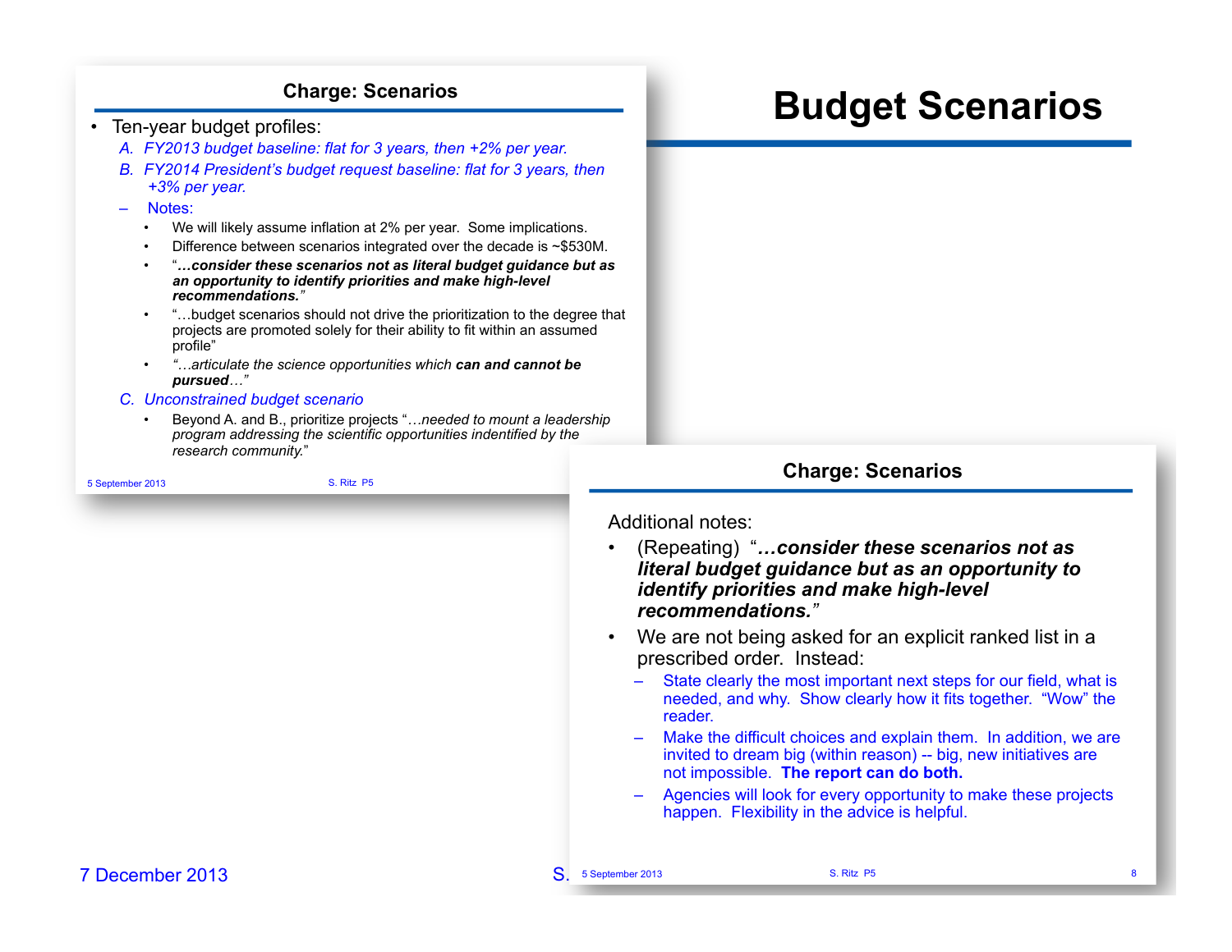# Budget Scenarios

## Charge: Scenarios

- Ten-year budget profiles:
  - A. *FY2013 budget baseline: flat for 3 years, then +2% per year.*
  - B. *FY2014 President's budget request baseline: flat for 3 years, then +3% per year.*
  - Notes:
    - We will likely assume inflation at 2% per year. Some implications.
    - Difference between scenarios integrated over the decade is ~$530M.
    - "***…consider these scenarios not as literal budget guidance but as an opportunity to identify priorities and make high-level recommendations.***"
    - "…budget scenarios should not drive the prioritization to the degree that projects are promoted solely for their ability to fit within an assumed profile"
    - *"…articulate the science opportunities which* ***can and cannot be pursued****…"*
  - C. *Unconstrained budget scenario*
    - Beyond A. and B., prioritize projects "*…needed to mount a leadership program addressing the scientific opportunities indentified by the research community.*"

5 September 2013 S. Ritz P5

## Charge: Scenarios

Additional notes:

- (Repeating) "***…consider these scenarios not as literal budget guidance but as an opportunity to identify priorities and make high-level recommendations.***"
- We are not being asked for an explicit ranked list in a prescribed order. Instead:
  - State clearly the most important next steps for our field, what is needed, and why. Show clearly how it fits together. "Wow" the reader.
  - Make the difficult choices and explain them. In addition, we are invited to dream big (within reason) -- big, new initiatives are not impossible. **The report can do both.**
  - Agencies will look for every opportunity to make these projects happen. Flexibility in the advice is helpful.

5 September 2013 S. Ritz P5

7 December 2013